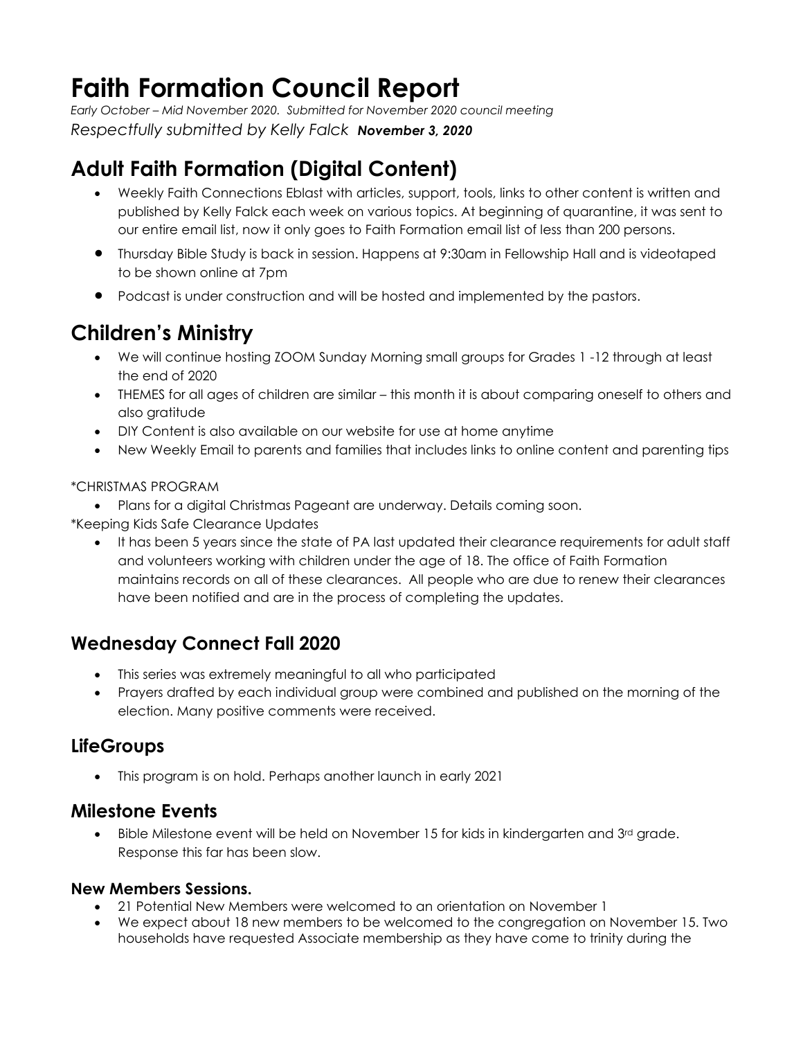# Faith Formation Council Report

*Early October – Mid November 2020. Submitted for November 2020 council meeting*
*Respectfully submitted by Kelly Falck* ***November 3, 2020***

## Adult Faith Formation (Digital Content)

- Weekly Faith Connections Eblast with articles, support, tools, links to other content is written and published by Kelly Falck each week on various topics. At beginning of quarantine, it was sent to our entire email list, now it only goes to Faith Formation email list of less than 200 persons.
- Thursday Bible Study is back in session. Happens at 9:30am in Fellowship Hall and is videotaped to be shown online at 7pm
- Podcast is under construction and will be hosted and implemented by the pastors.

## Children's Ministry

- We will continue hosting ZOOM Sunday Morning small groups for Grades 1 -12 through at least the end of 2020
- THEMES for all ages of children are similar – this month it is about comparing oneself to others and also gratitude
- DIY Content is also available on our website for use at home anytime
- New Weekly Email to parents and families that includes links to online content and parenting tips

*CHRISTMAS PROGRAM

- Plans for a digital Christmas Pageant are underway. Details coming soon.

*Keeping Kids Safe Clearance Updates

- It has been 5 years since the state of PA last updated their clearance requirements for adult staff and volunteers working with children under the age of 18. The office of Faith Formation maintains records on all of these clearances. All people who are due to renew their clearances have been notified and are in the process of completing the updates.

## Wednesday Connect Fall 2020

- This series was extremely meaningful to all who participated
- Prayers drafted by each individual group were combined and published on the morning of the election. Many positive comments were received.

## LifeGroups

- This program is on hold. Perhaps another launch in early 2021

## Milestone Events

- Bible Milestone event will be held on November 15 for kids in kindergarten and 3rd grade. Response this far has been slow.

### New Members Sessions.

- 21 Potential New Members were welcomed to an orientation on November 1
- We expect about 18 new members to be welcomed to the congregation on November 15. Two households have requested Associate membership as they have come to trinity during the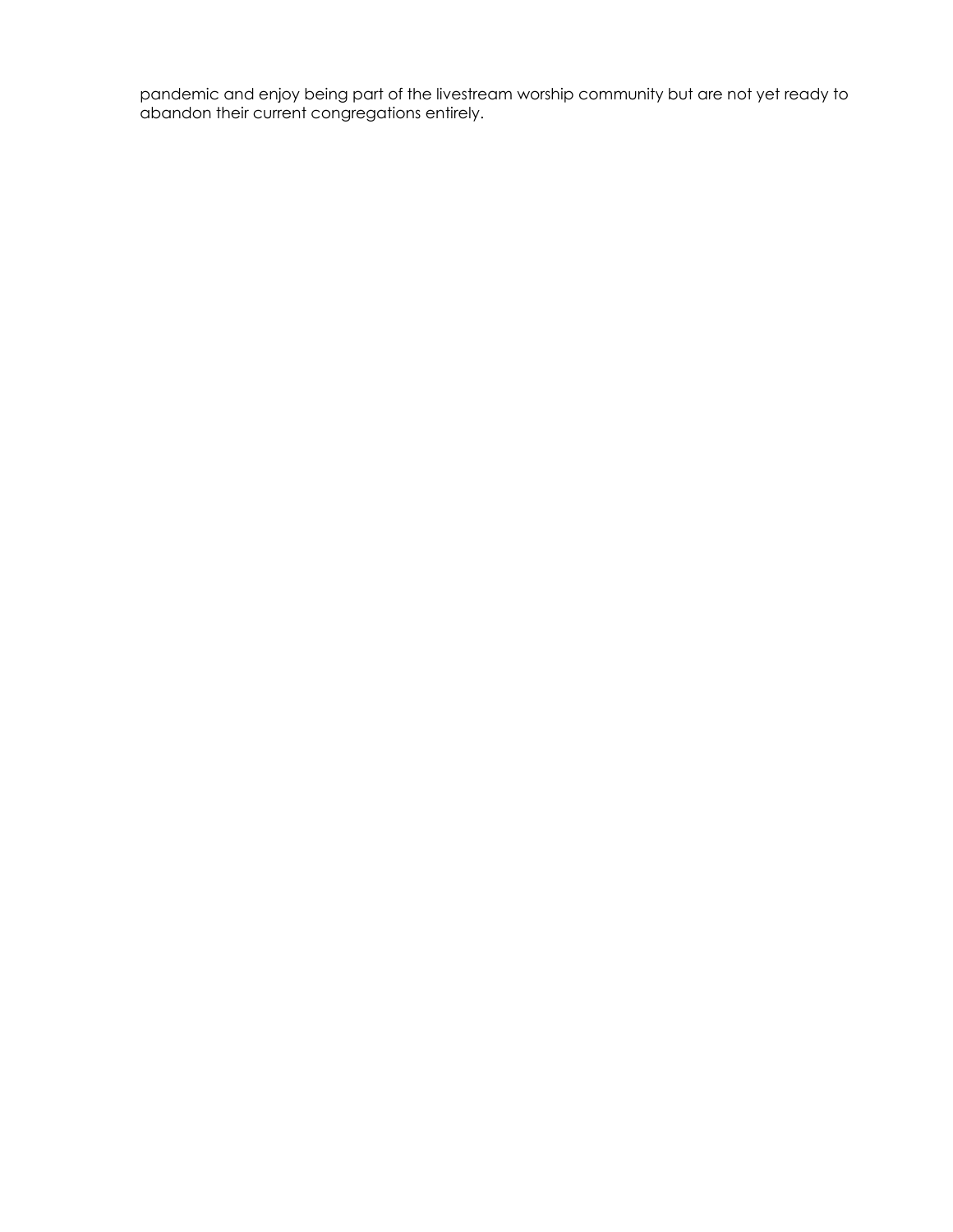pandemic and enjoy being part of the livestream worship community but are not yet ready to abandon their current congregations entirely.